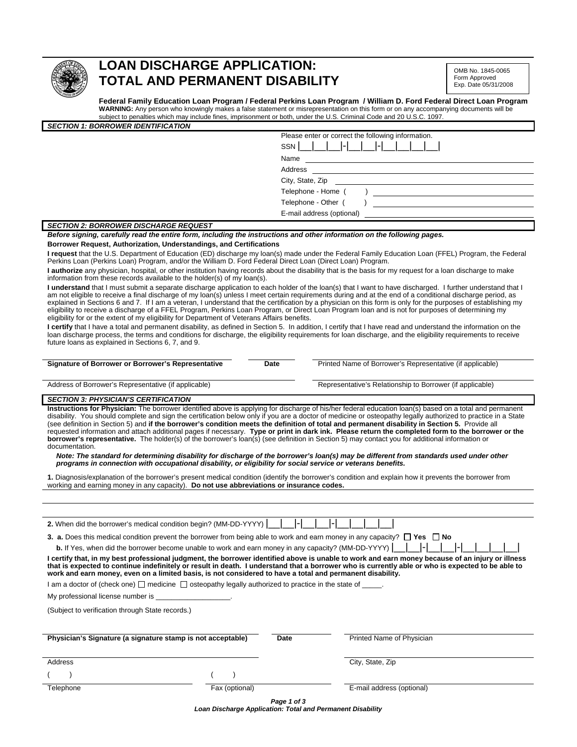# LOAN DISCHARGE APPLICATION: TOTAL AND PERMANENT DISABILITY

OMB No. 1845-0065
Form Approved
Exp. Date 05/31/2008

**Federal Family Education Loan Program / Federal Perkins Loan Program / William D. Ford Federal Direct Loan Program**

**WARNING:** Any person who knowingly makes a false statement or misrepresentation on this form or on any accompanying documents will be subject to penalties which may include fines, imprisonment or both, under the U.S. Criminal Code and 20 U.S.C. 1097.

## *SECTION 1: BORROWER IDENTIFICATION*

Please enter or correct the following information.

SSN |__|__|__|-|__|__|-|__|__|__|__|

Name ______________________________

Address ______________________________

City, State, Zip ______________________________

Telephone - Home ( ) ______________________________

Telephone - Other ( ) ______________________________

E-mail address (optional) ______________________________

## *SECTION 2: BORROWER DISCHARGE REQUEST*

***Before signing, carefully read the entire form, including the instructions and other information on the following pages.***

**Borrower Request, Authorization, Understandings, and Certifications**

**I request** that the U.S. Department of Education (ED) discharge my loan(s) made under the Federal Family Education Loan (FFEL) Program, the Federal Perkins Loan (Perkins Loan) Program, and/or the William D. Ford Federal Direct Loan (Direct Loan) Program.

**I authorize** any physician, hospital, or other institution having records about the disability that is the basis for my request for a loan discharge to make information from these records available to the holder(s) of my loan(s).

**I understand** that I must submit a separate discharge application to each holder of the loan(s) that I want to have discharged. I further understand that I am not eligible to receive a final discharge of my loan(s) unless I meet certain requirements during and at the end of a conditional discharge period, as explained in Sections 6 and 7. If I am a veteran, I understand that the certification by a physician on this form is only for the purposes of establishing my eligibility to receive a discharge of a FFEL Program, Perkins Loan Program, or Direct Loan Program loan and is not for purposes of determining my eligibility for or the extent of my eligibility for Department of Veterans Affairs benefits.

**I certify** that I have a total and permanent disability, as defined in Section 5. In addition, I certify that I have read and understand the information on the loan discharge process, the terms and conditions for discharge, the eligibility requirements for loan discharge, and the eligibility requirements to receive future loans as explained in Sections 6, 7, and 9.

______________________________ **Signature of Borrower or Borrower's Representative** ______ **Date** ______________________________ Printed Name of Borrower's Representative (if applicable)

______________________________ Address of Borrower's Representative (if applicable) ______________________________ Representative's Relationship to Borrower (if applicable)

## *SECTION 3: PHYSICIAN'S CERTIFICATION*

**Instructions for Physician:** The borrower identified above is applying for discharge of his/her federal education loan(s) based on a total and permanent disability. You should complete and sign the certification below only if you are a doctor of medicine or osteopathy legally authorized to practice in a State (see definition in Section 5) and **if the borrower's condition meets the definition of total and permanent disability in Section 5.** Provide all requested information and attach additional pages if necessary. **Type or print in dark ink. Please return the completed form to the borrower or the borrower's representative.** The holder(s) of the borrower's loan(s) (see definition in Section 5) may contact you for additional information or documentation.

***Note: The standard for determining disability for discharge of the borrower's loan(s) may be different from standards used under other programs in connection with occupational disability, or eligibility for social service or veterans benefits.***

**1.** Diagnosis/explanation of the borrower's present medical condition (identify the borrower's condition and explain how it prevents the borrower from working and earning money in any capacity). **Do not use abbreviations or insurance codes.**

______________________________

______________________________

______________________________

**2.** When did the borrower's medical condition begin? (MM-DD-YYYY) |__|__|-|__|__|-|__|__|__|__|

**3. a.** Does this medical condition prevent the borrower from being able to work and earn money in any capacity? ☐ **Yes** ☐ **No**

**b.** If Yes, when did the borrower become unable to work and earn money in any capacity? (MM-DD-YYYY) |__|__|-|__|__|-|__|__|__|__|

**I certify that, in my best professional judgment, the borrower identified above is unable to work and earn money because of an injury or illness that is expected to continue indefinitely or result in death. I understand that a borrower who is currently able or who is expected to be able to work and earn money, even on a limited basis, is not considered to have a total and permanent disability.**

I am a doctor of (check one) ☐ medicine ☐ osteopathy legally authorized to practice in the state of _____.

My professional license number is __________________.

(Subject to verification through State records.)

______________________________ **Physician's Signature (a signature stamp is not acceptable)** ______ **Date** ______________________________ Printed Name of Physician

______________________________ Address ______________________________ City, State, Zip

( ) ______________ Telephone ( ) ______________ Fax (optional) ______________________________ E-mail address (optional)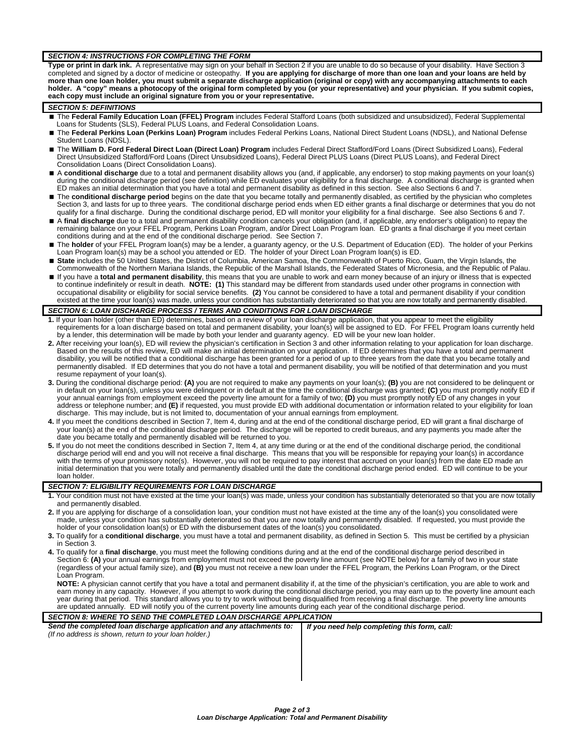## *SECTION 4: INSTRUCTIONS FOR COMPLETING THE FORM*

**Type or print in dark ink.** A representative may sign on your behalf in Section 2 if you are unable to do so because of your disability. Have Section 3 completed and signed by a doctor of medicine or osteopathy. **If you are applying for discharge of more than one loan and your loans are held by more than one loan holder, you must submit a separate discharge application (original or copy) with any accompanying attachments to each holder. A "copy" means a photocopy of the original form completed by you (or your representative) and your physician. If you submit copies, each copy must include an original signature from you or your representative.**

## *SECTION 5: DEFINITIONS*

- The **Federal Family Education Loan (FFEL) Program** includes Federal Stafford Loans (both subsidized and unsubsidized), Federal Supplemental Loans for Students (SLS), Federal PLUS Loans, and Federal Consolidation Loans.
- The **Federal Perkins Loan (Perkins Loan) Program** includes Federal Perkins Loans, National Direct Student Loans (NDSL), and National Defense Student Loans (NDSL).
- The **William D. Ford Federal Direct Loan (Direct Loan) Program** includes Federal Direct Stafford/Ford Loans (Direct Subsidized Loans), Federal Direct Unsubsidized Stafford/Ford Loans (Direct Unsubsidized Loans), Federal Direct PLUS Loans (Direct PLUS Loans), and Federal Direct Consolidation Loans (Direct Consolidation Loans).
- A **conditional discharge** due to a total and permanent disability allows you (and, if applicable, any endorser) to stop making payments on your loan(s) during the conditional discharge period (see definition) while ED evaluates your eligibility for a final discharge. A conditional discharge is granted when ED makes an initial determination that you have a total and permanent disability as defined in this section. See also Sections 6 and 7.
- The **conditional discharge period** begins on the date that you became totally and permanently disabled, as certified by the physician who completes Section 3, and lasts for up to three years. The conditional discharge period ends when ED either grants a final discharge or determines that you do not qualify for a final discharge. During the conditional discharge period, ED will monitor your eligibility for a final discharge. See also Sections 6 and 7.
- A **final discharge** due to a total and permanent disability condition cancels your obligation (and, if applicable, any endorser's obligation) to repay the remaining balance on your FFEL Program, Perkins Loan Program, and/or Direct Loan Program loan. ED grants a final discharge if you meet certain conditions during and at the end of the conditional discharge period. See Section 7.
- The **holder** of your FFEL Program loan(s) may be a lender, a guaranty agency, or the U.S. Department of Education (ED). The holder of your Perkins Loan Program loan(s) may be a school you attended or ED. The holder of your Direct Loan Program loan(s) is ED.
- **State** includes the 50 United States, the District of Columbia, American Samoa, the Commonwealth of Puerto Rico, Guam, the Virgin Islands, the Commonwealth of the Northern Mariana Islands, the Republic of the Marshall Islands, the Federated States of Micronesia, and the Republic of Palau.
- If you have a **total and permanent disability**, this means that you are unable to work and earn money because of an injury or illness that is expected to continue indefinitely or result in death. **NOTE: (1)** This standard may be different from standards used under other programs in connection with occupational disability or eligibility for social service benefits. **(2)** You cannot be considered to have a total and permanent disability if your condition existed at the time your loan(s) was made, unless your condition has substantially deteriorated so that you are now totally and permanently disabled.

## *SECTION 6: LOAN DISCHARGE PROCESS / TERMS AND CONDITIONS FOR LOAN DISCHARGE*

**1.** If your loan holder (other than ED) determines, based on a review of your loan discharge application, that you appear to meet the eligibility requirements for a loan discharge based on total and permanent disability, your loan(s) will be assigned to ED. For FFEL Program loans currently held by a lender, this determination will be made by both your lender and guaranty agency. ED will be your new loan holder.

**2.** After receiving your loan(s), ED will review the physician's certification in Section 3 and other information relating to your application for loan discharge. Based on the results of this review, ED will make an initial determination on your application. If ED determines that you have a total and permanent disability, you will be notified that a conditional discharge has been granted for a period of up to three years from the date that you became totally and permanently disabled. If ED determines that you do not have a total and permanent disability, you will be notified of that determination and you must resume repayment of your loan(s).

**3.** During the conditional discharge period: **(A)** you are not required to make any payments on your loan(s); **(B)** you are not considered to be delinquent or in default on your loan(s), unless you were delinquent or in default at the time the conditional discharge was granted; **(C)** you must promptly notify ED if your annual earnings from employment exceed the poverty line amount for a family of two; **(D)** you must promptly notify ED of any changes in your address or telephone number; and **(E)** if requested, you must provide ED with additional documentation or information related to your eligibility for loan discharge. This may include, but is not limited to, documentation of your annual earnings from employment.

**4.** If you meet the conditions described in Section 7, Item 4, during and at the end of the conditional discharge period, ED will grant a final discharge of your loan(s) at the end of the conditional discharge period. The discharge will be reported to credit bureaus, and any payments you made after the date you became totally and permanently disabled will be returned to you.

**5.** If you do not meet the conditions described in Section 7, Item 4, at any time during or at the end of the conditional discharge period, the conditional discharge period will end and you will not receive a final discharge. This means that you will be responsible for repaying your loan(s) in accordance with the terms of your promissory note(s). However, you will not be required to pay interest that accrued on your loan(s) from the date ED made an initial determination that you were totally and permanently disabled until the date the conditional discharge period ended. ED will continue to be your loan holder.

## *SECTION 7: ELIGIBILITY REQUIREMENTS FOR LOAN DISCHARGE*

**1.** Your condition must not have existed at the time your loan(s) was made, unless your condition has substantially deteriorated so that you are now totally and permanently disabled.

**2.** If you are applying for discharge of a consolidation loan, your condition must not have existed at the time any of the loan(s) you consolidated were made, unless your condition has substantially deteriorated so that you are now totally and permanently disabled. If requested, you must provide the holder of your consolidation loan(s) or ED with the disbursement dates of the loan(s) you consolidated.

**3.** To qualify for a **conditional discharge**, you must have a total and permanent disability, as defined in Section 5. This must be certified by a physician in Section 3.

**4.** To qualify for a **final discharge**, you must meet the following conditions during and at the end of the conditional discharge period described in Section 6: **(A)** your annual earnings from employment must not exceed the poverty line amount (see NOTE below) for a family of two in your state (regardless of your actual family size), and **(B)** you must not receive a new loan under the FFEL Program, the Perkins Loan Program, or the Direct Loan Program.

**NOTE:** A physician cannot certify that you have a total and permanent disability if, at the time of the physician's certification, you are able to work and earn money in any capacity. However, if you attempt to work during the conditional discharge period, you may earn up to the poverty line amount each year during that period. This standard allows you to try to work without being disqualified from receiving a final discharge. The poverty line amounts are updated annually. ED will notify you of the current poverty line amounts during each year of the conditional discharge period.

## *SECTION 8: WHERE TO SEND THE COMPLETED LOAN DISCHARGE APPLICATION*

***Send the completed loan discharge application and any attachments to:***
*(If no address is shown, return to your loan holder.)*

***If you need help completing this form, call:***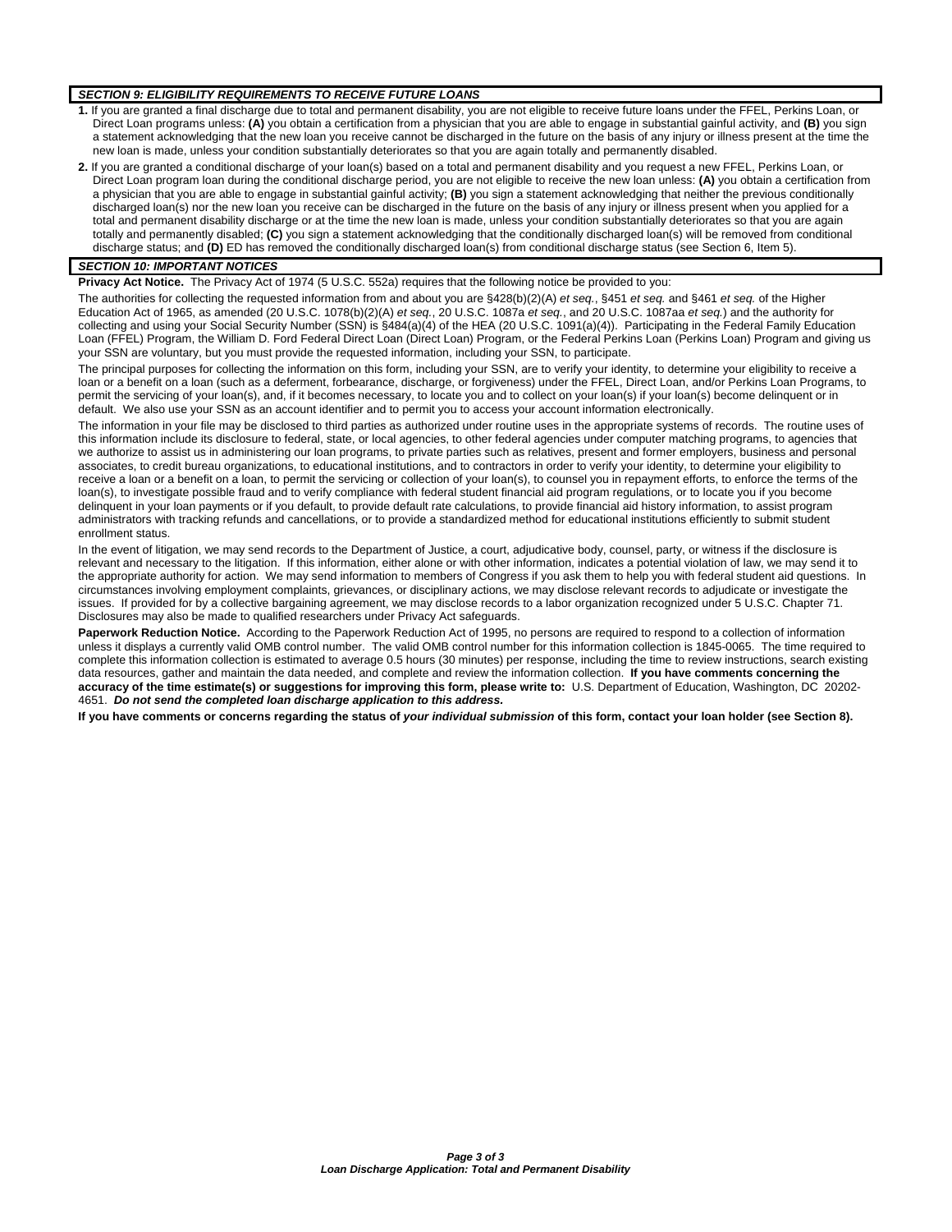### *SECTION 9: ELIGIBILITY REQUIREMENTS TO RECEIVE FUTURE LOANS*

**1.** If you are granted a final discharge due to total and permanent disability, you are not eligible to receive future loans under the FFEL, Perkins Loan, or Direct Loan programs unless: **(A)** you obtain a certification from a physician that you are able to engage in substantial gainful activity, and **(B)** you sign a statement acknowledging that the new loan you receive cannot be discharged in the future on the basis of any injury or illness present at the time the new loan is made, unless your condition substantially deteriorates so that you are again totally and permanently disabled.

**2.** If you are granted a conditional discharge of your loan(s) based on a total and permanent disability and you request a new FFEL, Perkins Loan, or Direct Loan program loan during the conditional discharge period, you are not eligible to receive the new loan unless: **(A)** you obtain a certification from a physician that you are able to engage in substantial gainful activity; **(B)** you sign a statement acknowledging that neither the previous conditionally discharged loan(s) nor the new loan you receive can be discharged in the future on the basis of any injury or illness present when you applied for a total and permanent disability discharge or at the time the new loan is made, unless your condition substantially deteriorates so that you are again totally and permanently disabled; **(C)** you sign a statement acknowledging that the conditionally discharged loan(s) will be removed from conditional discharge status; and **(D)** ED has removed the conditionally discharged loan(s) from conditional discharge status (see Section 6, Item 5).

### *SECTION 10: IMPORTANT NOTICES*

**Privacy Act Notice.** The Privacy Act of 1974 (5 U.S.C. 552a) requires that the following notice be provided to you:

The authorities for collecting the requested information from and about you are §428(b)(2)(A) *et seq.*, §451 *et seq.* and §461 *et seq.* of the Higher Education Act of 1965, as amended (20 U.S.C. 1078(b)(2)(A) *et seq.*, 20 U.S.C. 1087a *et seq.*, and 20 U.S.C. 1087aa *et seq.*) and the authority for collecting and using your Social Security Number (SSN) is §484(a)(4) of the HEA (20 U.S.C. 1091(a)(4)). Participating in the Federal Family Education Loan (FFEL) Program, the William D. Ford Federal Direct Loan (Direct Loan) Program, or the Federal Perkins Loan (Perkins Loan) Program and giving us your SSN are voluntary, but you must provide the requested information, including your SSN, to participate.

The principal purposes for collecting the information on this form, including your SSN, are to verify your identity, to determine your eligibility to receive a loan or a benefit on a loan (such as a deferment, forbearance, discharge, or forgiveness) under the FFEL, Direct Loan, and/or Perkins Loan Programs, to permit the servicing of your loan(s), and, if it becomes necessary, to locate you and to collect on your loan(s) if your loan(s) become delinquent or in default. We also use your SSN as an account identifier and to permit you to access your account information electronically.

The information in your file may be disclosed to third parties as authorized under routine uses in the appropriate systems of records. The routine uses of this information include its disclosure to federal, state, or local agencies, to other federal agencies under computer matching programs, to agencies that we authorize to assist us in administering our loan programs, to private parties such as relatives, present and former employers, business and personal associates, to credit bureau organizations, to educational institutions, and to contractors in order to verify your identity, to determine your eligibility to receive a loan or a benefit on a loan, to permit the servicing or collection of your loan(s), to counsel you in repayment efforts, to enforce the terms of the loan(s), to investigate possible fraud and to verify compliance with federal student financial aid program regulations, or to locate you if you become delinquent in your loan payments or if you default, to provide default rate calculations, to provide financial aid history information, to assist program administrators with tracking refunds and cancellations, or to provide a standardized method for educational institutions efficiently to submit student enrollment status.

In the event of litigation, we may send records to the Department of Justice, a court, adjudicative body, counsel, party, or witness if the disclosure is relevant and necessary to the litigation. If this information, either alone or with other information, indicates a potential violation of law, we may send it to the appropriate authority for action. We may send information to members of Congress if you ask them to help you with federal student aid questions. In circumstances involving employment complaints, grievances, or disciplinary actions, we may disclose relevant records to adjudicate or investigate the issues. If provided for by a collective bargaining agreement, we may disclose records to a labor organization recognized under 5 U.S.C. Chapter 71. Disclosures may also be made to qualified researchers under Privacy Act safeguards.

**Paperwork Reduction Notice.** According to the Paperwork Reduction Act of 1995, no persons are required to respond to a collection of information unless it displays a currently valid OMB control number. The valid OMB control number for this information collection is 1845-0065. The time required to complete this information collection is estimated to average 0.5 hours (30 minutes) per response, including the time to review instructions, search existing data resources, gather and maintain the data needed, and complete and review the information collection. **If you have comments concerning the accuracy of the time estimate(s) or suggestions for improving this form, please write to:** U.S. Department of Education, Washington, DC 20202-4651. ***Do not send the completed loan discharge application to this address.***

**If you have comments or concerns regarding the status of *your individual submission* of this form, contact your loan holder (see Section 8).**